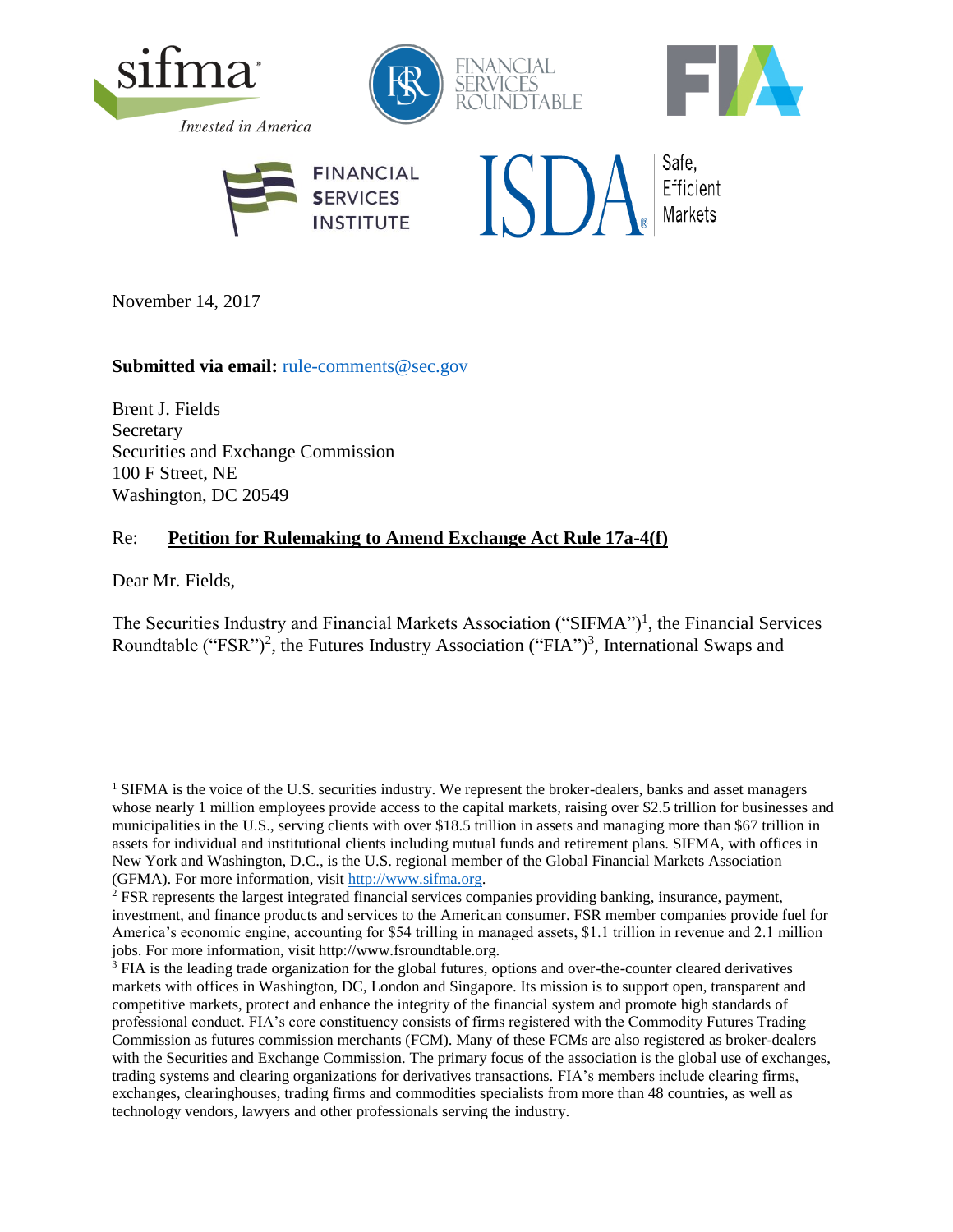November 14, 2017

**Submitted via email:** rule-comments@sec.gov

Brent J. Fields
Secretary
Securities and Exchange Commission
100 F Street, NE
Washington, DC 20549

Re: **Petition for Rulemaking to Amend Exchange Act Rule 17a-4(f)**

Dear Mr. Fields,

The Securities Industry and Financial Markets Association ("SIFMA")[1], the Financial Services Roundtable ("FSR")[2], the Futures Industry Association ("FIA")[3], International Swaps and

---

[1] SIFMA is the voice of the U.S. securities industry. We represent the broker-dealers, banks and asset managers whose nearly 1 million employees provide access to the capital markets, raising over $2.5 trillion for businesses and municipalities in the U.S., serving clients with over $18.5 trillion in assets and managing more than $67 trillion in assets for individual and institutional clients including mutual funds and retirement plans. SIFMA, with offices in New York and Washington, D.C., is the U.S. regional member of the Global Financial Markets Association (GFMA). For more information, visit http://www.sifma.org.

[2] FSR represents the largest integrated financial services companies providing banking, insurance, payment, investment, and finance products and services to the American consumer. FSR member companies provide fuel for America's economic engine, accounting for $54 trilling in managed assets, $1.1 trillion in revenue and 2.1 million jobs. For more information, visit http://www.fsroundtable.org.

[3] FIA is the leading trade organization for the global futures, options and over-the-counter cleared derivatives markets with offices in Washington, DC, London and Singapore. Its mission is to support open, transparent and competitive markets, protect and enhance the integrity of the financial system and promote high standards of professional conduct. FIA's core constituency consists of firms registered with the Commodity Futures Trading Commission as futures commission merchants (FCM). Many of these FCMs are also registered as broker-dealers with the Securities and Exchange Commission. The primary focus of the association is the global use of exchanges, trading systems and clearing organizations for derivatives transactions. FIA's members include clearing firms, exchanges, clearinghouses, trading firms and commodities specialists from more than 48 countries, as well as technology vendors, lawyers and other professionals serving the industry.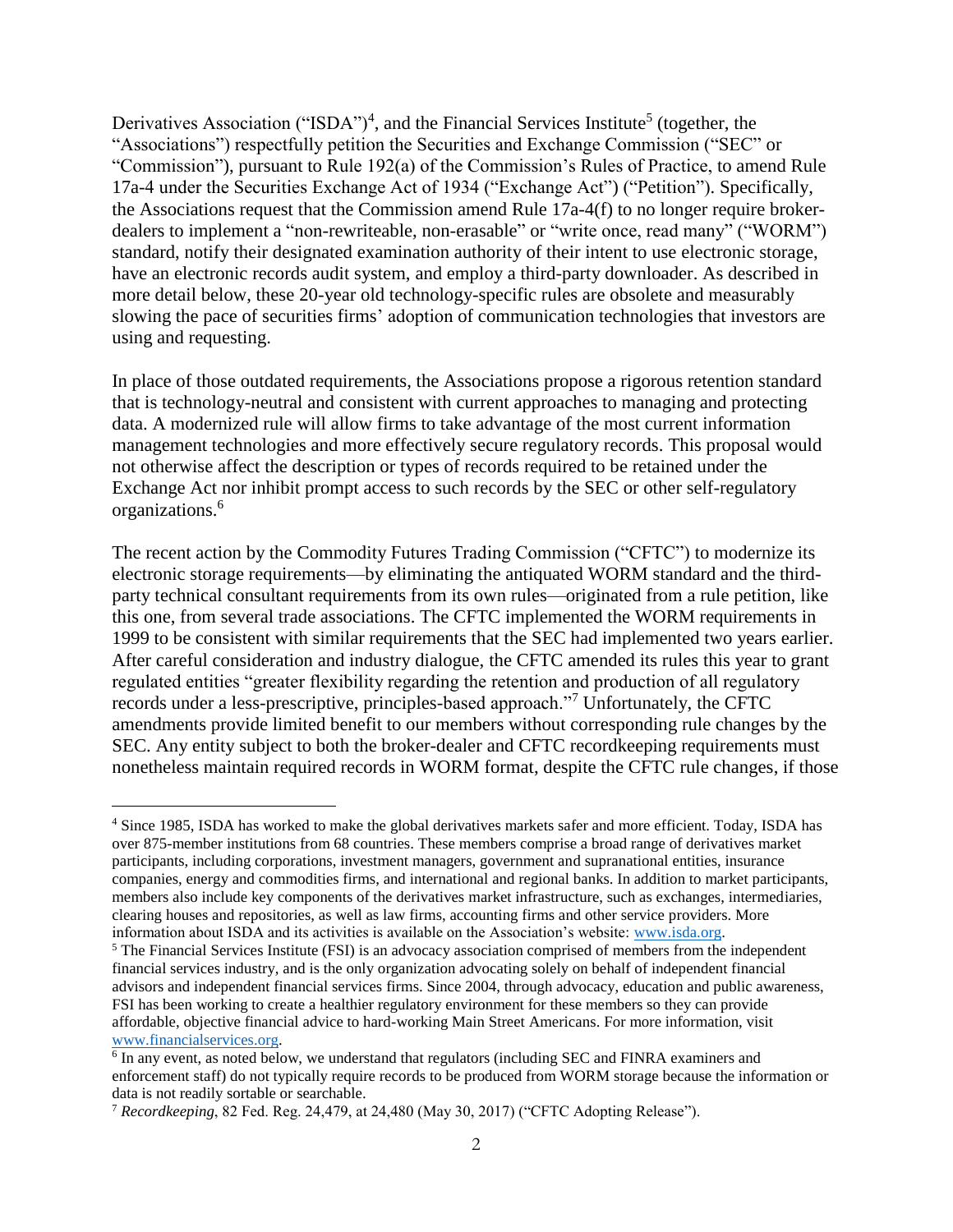Derivatives Association ("ISDA")[4], and the Financial Services Institute[5] (together, the "Associations") respectfully petition the Securities and Exchange Commission ("SEC" or "Commission"), pursuant to Rule 192(a) of the Commission's Rules of Practice, to amend Rule 17a-4 under the Securities Exchange Act of 1934 ("Exchange Act") ("Petition"). Specifically, the Associations request that the Commission amend Rule 17a-4(f) to no longer require broker-dealers to implement a "non-rewriteable, non-erasable" or "write once, read many" ("WORM") standard, notify their designated examination authority of their intent to use electronic storage, have an electronic records audit system, and employ a third-party downloader. As described in more detail below, these 20-year old technology-specific rules are obsolete and measurably slowing the pace of securities firms' adoption of communication technologies that investors are using and requesting.

In place of those outdated requirements, the Associations propose a rigorous retention standard that is technology-neutral and consistent with current approaches to managing and protecting data. A modernized rule will allow firms to take advantage of the most current information management technologies and more effectively secure regulatory records. This proposal would not otherwise affect the description or types of records required to be retained under the Exchange Act nor inhibit prompt access to such records by the SEC or other self-regulatory organizations.[6]

The recent action by the Commodity Futures Trading Commission ("CFTC") to modernize its electronic storage requirements—by eliminating the antiquated WORM standard and the third-party technical consultant requirements from its own rules—originated from a rule petition, like this one, from several trade associations. The CFTC implemented the WORM requirements in 1999 to be consistent with similar requirements that the SEC had implemented two years earlier. After careful consideration and industry dialogue, the CFTC amended its rules this year to grant regulated entities "greater flexibility regarding the retention and production of all regulatory records under a less-prescriptive, principles-based approach."[7] Unfortunately, the CFTC amendments provide limited benefit to our members without corresponding rule changes by the SEC. Any entity subject to both the broker-dealer and CFTC recordkeeping requirements must nonetheless maintain required records in WORM format, despite the CFTC rule changes, if those

---

[4] Since 1985, ISDA has worked to make the global derivatives markets safer and more efficient. Today, ISDA has over 875-member institutions from 68 countries. These members comprise a broad range of derivatives market participants, including corporations, investment managers, government and supranational entities, insurance companies, energy and commodities firms, and international and regional banks. In addition to market participants, members also include key components of the derivatives market infrastructure, such as exchanges, intermediaries, clearing houses and repositories, as well as law firms, accounting firms and other service providers. More information about ISDA and its activities is available on the Association's website: [www.isda.org](http://www.isda.org).

[5] The Financial Services Institute (FSI) is an advocacy association comprised of members from the independent financial services industry, and is the only organization advocating solely on behalf of independent financial advisors and independent financial services firms. Since 2004, through advocacy, education and public awareness, FSI has been working to create a healthier regulatory environment for these members so they can provide affordable, objective financial advice to hard-working Main Street Americans. For more information, visit [www.financialservices.org](http://www.financialservices.org).

[6] In any event, as noted below, we understand that regulators (including SEC and FINRA examiners and enforcement staff) do not typically require records to be produced from WORM storage because the information or data is not readily sortable or searchable.

[7] *Recordkeeping*, 82 Fed. Reg. 24,479, at 24,480 (May 30, 2017) ("CFTC Adopting Release").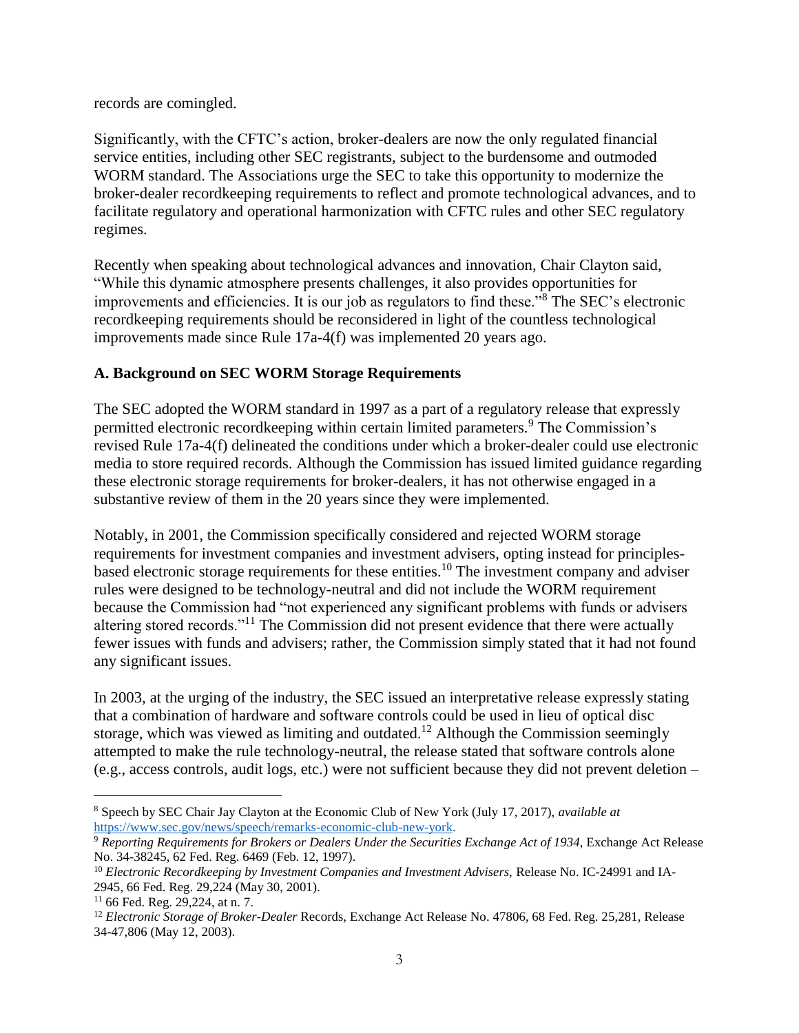records are comingled.

Significantly, with the CFTC's action, broker-dealers are now the only regulated financial service entities, including other SEC registrants, subject to the burdensome and outmoded WORM standard. The Associations urge the SEC to take this opportunity to modernize the broker-dealer recordkeeping requirements to reflect and promote technological advances, and to facilitate regulatory and operational harmonization with CFTC rules and other SEC regulatory regimes.

Recently when speaking about technological advances and innovation, Chair Clayton said, "While this dynamic atmosphere presents challenges, it also provides opportunities for improvements and efficiencies. It is our job as regulators to find these."[8] The SEC's electronic recordkeeping requirements should be reconsidered in light of the countless technological improvements made since Rule 17a-4(f) was implemented 20 years ago.

## A. Background on SEC WORM Storage Requirements

The SEC adopted the WORM standard in 1997 as a part of a regulatory release that expressly permitted electronic recordkeeping within certain limited parameters.[9] The Commission's revised Rule 17a-4(f) delineated the conditions under which a broker-dealer could use electronic media to store required records. Although the Commission has issued limited guidance regarding these electronic storage requirements for broker-dealers, it has not otherwise engaged in a substantive review of them in the 20 years since they were implemented.

Notably, in 2001, the Commission specifically considered and rejected WORM storage requirements for investment companies and investment advisers, opting instead for principles-based electronic storage requirements for these entities.[10] The investment company and adviser rules were designed to be technology-neutral and did not include the WORM requirement because the Commission had "not experienced any significant problems with funds or advisers altering stored records."[11] The Commission did not present evidence that there were actually fewer issues with funds and advisers; rather, the Commission simply stated that it had not found any significant issues.

In 2003, at the urging of the industry, the SEC issued an interpretative release expressly stating that a combination of hardware and software controls could be used in lieu of optical disc storage, which was viewed as limiting and outdated.[12] Although the Commission seemingly attempted to make the rule technology-neutral, the release stated that software controls alone (e.g., access controls, audit logs, etc.) were not sufficient because they did not prevent deletion –

---

[8] Speech by SEC Chair Jay Clayton at the Economic Club of New York (July 17, 2017), *available at* https://www.sec.gov/news/speech/remarks-economic-club-new-york.

[9] *Reporting Requirements for Brokers or Dealers Under the Securities Exchange Act of 1934*, Exchange Act Release No. 34-38245, 62 Fed. Reg. 6469 (Feb. 12, 1997).

[10] *Electronic Recordkeeping by Investment Companies and Investment Advisers,* Release No. IC-24991 and IA-2945, 66 Fed. Reg. 29,224 (May 30, 2001).

[11] 66 Fed. Reg. 29,224, at n. 7.

[12] *Electronic Storage of Broker-Dealer* Records, Exchange Act Release No. 47806, 68 Fed. Reg. 25,281, Release 34-47,806 (May 12, 2003).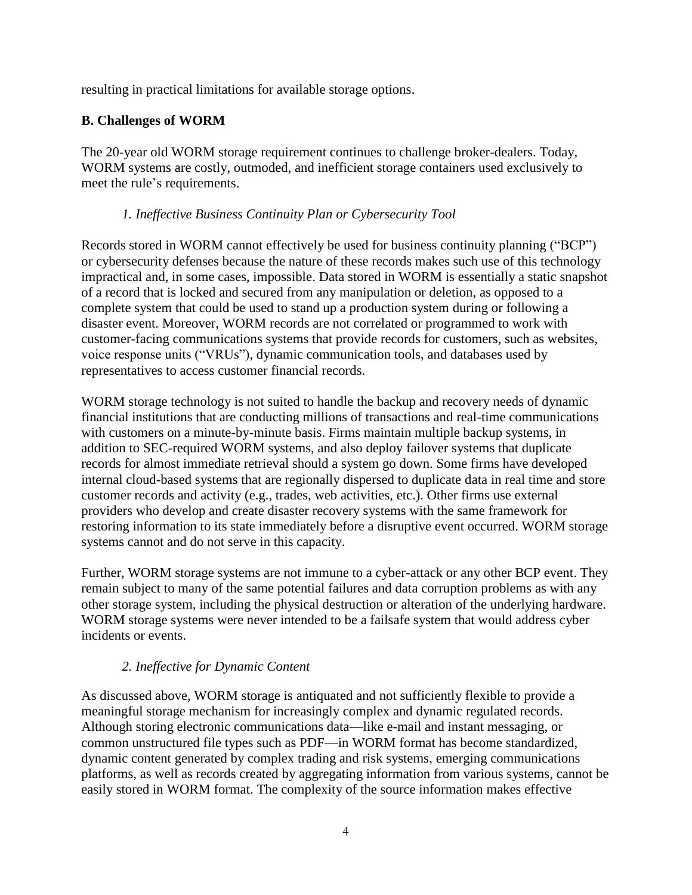resulting in practical limitations for available storage options.

## B. Challenges of WORM

The 20-year old WORM storage requirement continues to challenge broker-dealers. Today, WORM systems are costly, outmoded, and inefficient storage containers used exclusively to meet the rule's requirements.

### *1. Ineffective Business Continuity Plan or Cybersecurity Tool*

Records stored in WORM cannot effectively be used for business continuity planning ("BCP") or cybersecurity defenses because the nature of these records makes such use of this technology impractical and, in some cases, impossible. Data stored in WORM is essentially a static snapshot of a record that is locked and secured from any manipulation or deletion, as opposed to a complete system that could be used to stand up a production system during or following a disaster event. Moreover, WORM records are not correlated or programmed to work with customer-facing communications systems that provide records for customers, such as websites, voice response units ("VRUs"), dynamic communication tools, and databases used by representatives to access customer financial records.

WORM storage technology is not suited to handle the backup and recovery needs of dynamic financial institutions that are conducting millions of transactions and real-time communications with customers on a minute-by-minute basis. Firms maintain multiple backup systems, in addition to SEC-required WORM systems, and also deploy failover systems that duplicate records for almost immediate retrieval should a system go down. Some firms have developed internal cloud-based systems that are regionally dispersed to duplicate data in real time and store customer records and activity (e.g., trades, web activities, etc.). Other firms use external providers who develop and create disaster recovery systems with the same framework for restoring information to its state immediately before a disruptive event occurred. WORM storage systems cannot and do not serve in this capacity.

Further, WORM storage systems are not immune to a cyber-attack or any other BCP event. They remain subject to many of the same potential failures and data corruption problems as with any other storage system, including the physical destruction or alteration of the underlying hardware. WORM storage systems were never intended to be a failsafe system that would address cyber incidents or events.

### *2. Ineffective for Dynamic Content*

As discussed above, WORM storage is antiquated and not sufficiently flexible to provide a meaningful storage mechanism for increasingly complex and dynamic regulated records. Although storing electronic communications data—like e-mail and instant messaging, or common unstructured file types such as PDF—in WORM format has become standardized, dynamic content generated by complex trading and risk systems, emerging communications platforms, as well as records created by aggregating information from various systems, cannot be easily stored in WORM format. The complexity of the source information makes effective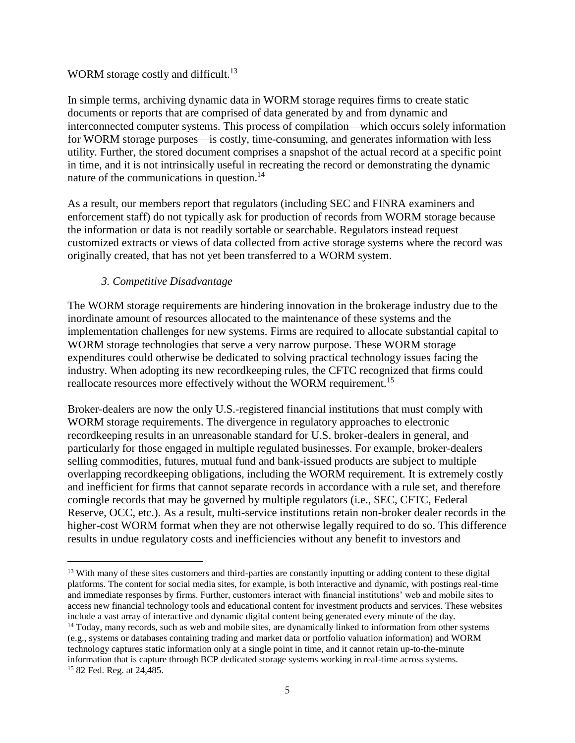WORM storage costly and difficult.[13]

In simple terms, archiving dynamic data in WORM storage requires firms to create static documents or reports that are comprised of data generated by and from dynamic and interconnected computer systems. This process of compilation—which occurs solely information for WORM storage purposes—is costly, time-consuming, and generates information with less utility. Further, the stored document comprises a snapshot of the actual record at a specific point in time, and it is not intrinsically useful in recreating the record or demonstrating the dynamic nature of the communications in question.[14]

As a result, our members report that regulators (including SEC and FINRA examiners and enforcement staff) do not typically ask for production of records from WORM storage because the information or data is not readily sortable or searchable. Regulators instead request customized extracts or views of data collected from active storage systems where the record was originally created, that has not yet been transferred to a WORM system.

### *3. Competitive Disadvantage*

The WORM storage requirements are hindering innovation in the brokerage industry due to the inordinate amount of resources allocated to the maintenance of these systems and the implementation challenges for new systems. Firms are required to allocate substantial capital to WORM storage technologies that serve a very narrow purpose. These WORM storage expenditures could otherwise be dedicated to solving practical technology issues facing the industry. When adopting its new recordkeeping rules, the CFTC recognized that firms could reallocate resources more effectively without the WORM requirement.[15]

Broker-dealers are now the only U.S.-registered financial institutions that must comply with WORM storage requirements. The divergence in regulatory approaches to electronic recordkeeping results in an unreasonable standard for U.S. broker-dealers in general, and particularly for those engaged in multiple regulated businesses. For example, broker-dealers selling commodities, futures, mutual fund and bank-issued products are subject to multiple overlapping recordkeeping obligations, including the WORM requirement. It is extremely costly and inefficient for firms that cannot separate records in accordance with a rule set, and therefore comingle records that may be governed by multiple regulators (i.e., SEC, CFTC, Federal Reserve, OCC, etc.). As a result, multi-service institutions retain non-broker dealer records in the higher-cost WORM format when they are not otherwise legally required to do so. This difference results in undue regulatory costs and inefficiencies without any benefit to investors and

---

[13] With many of these sites customers and third-parties are constantly inputting or adding content to these digital platforms. The content for social media sites, for example, is both interactive and dynamic, with postings real-time and immediate responses by firms. Further, customers interact with financial institutions' web and mobile sites to access new financial technology tools and educational content for investment products and services. These websites include a vast array of interactive and dynamic digital content being generated every minute of the day.

[14] Today, many records, such as web and mobile sites, are dynamically linked to information from other systems (e.g., systems or databases containing trading and market data or portfolio valuation information) and WORM technology captures static information only at a single point in time, and it cannot retain up-to-the-minute information that is capture through BCP dedicated storage systems working in real-time across systems.

[15] 82 Fed. Reg. at 24,485.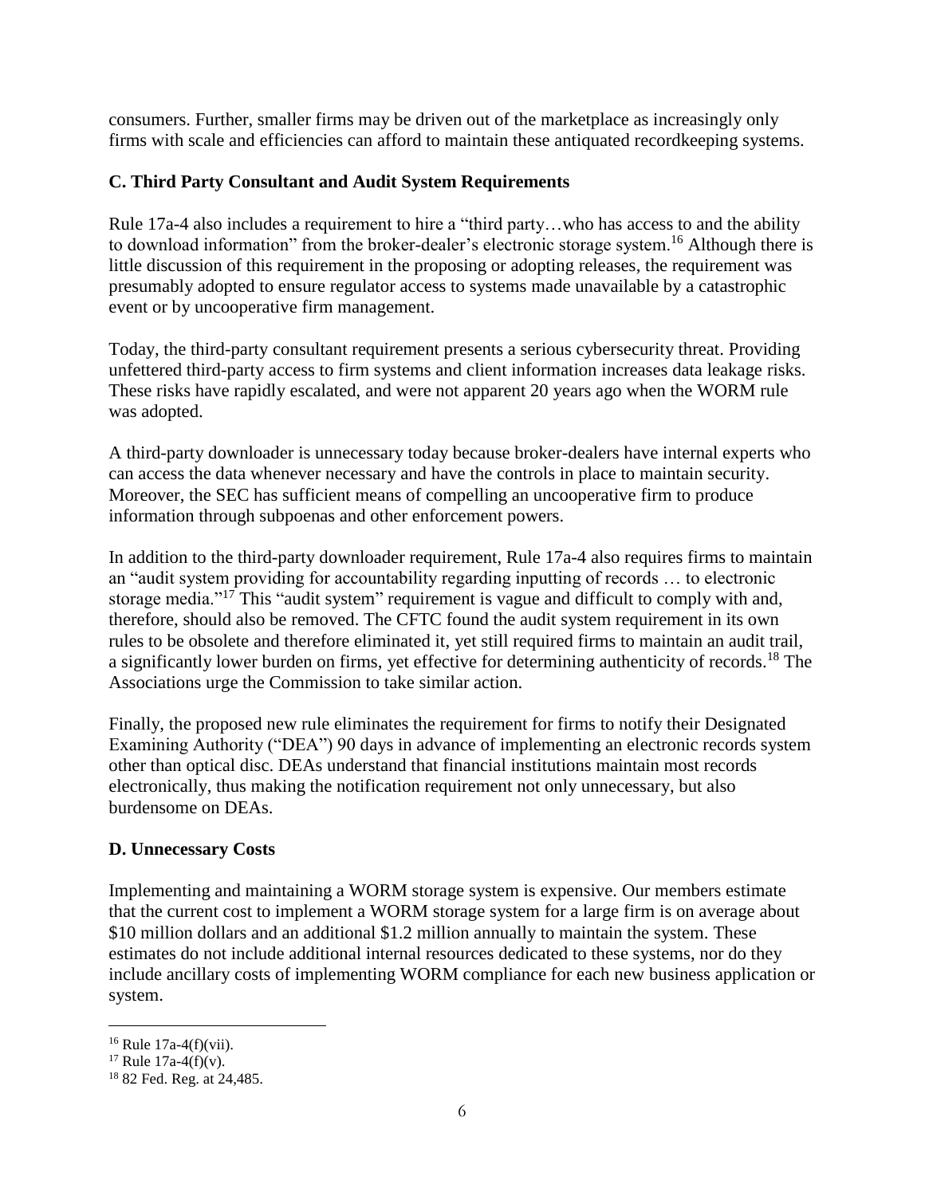consumers. Further, smaller firms may be driven out of the marketplace as increasingly only firms with scale and efficiencies can afford to maintain these antiquated recordkeeping systems.

### C. Third Party Consultant and Audit System Requirements

Rule 17a-4 also includes a requirement to hire a "third party…who has access to and the ability to download information" from the broker-dealer's electronic storage system.[16] Although there is little discussion of this requirement in the proposing or adopting releases, the requirement was presumably adopted to ensure regulator access to systems made unavailable by a catastrophic event or by uncooperative firm management.

Today, the third-party consultant requirement presents a serious cybersecurity threat. Providing unfettered third-party access to firm systems and client information increases data leakage risks. These risks have rapidly escalated, and were not apparent 20 years ago when the WORM rule was adopted.

A third-party downloader is unnecessary today because broker-dealers have internal experts who can access the data whenever necessary and have the controls in place to maintain security. Moreover, the SEC has sufficient means of compelling an uncooperative firm to produce information through subpoenas and other enforcement powers.

In addition to the third-party downloader requirement, Rule 17a-4 also requires firms to maintain an "audit system providing for accountability regarding inputting of records … to electronic storage media."[17] This "audit system" requirement is vague and difficult to comply with and, therefore, should also be removed. The CFTC found the audit system requirement in its own rules to be obsolete and therefore eliminated it, yet still required firms to maintain an audit trail, a significantly lower burden on firms, yet effective for determining authenticity of records.[18] The Associations urge the Commission to take similar action.

Finally, the proposed new rule eliminates the requirement for firms to notify their Designated Examining Authority ("DEA") 90 days in advance of implementing an electronic records system other than optical disc. DEAs understand that financial institutions maintain most records electronically, thus making the notification requirement not only unnecessary, but also burdensome on DEAs.

### D. Unnecessary Costs

Implementing and maintaining a WORM storage system is expensive. Our members estimate that the current cost to implement a WORM storage system for a large firm is on average about \$10 million dollars and an additional \$1.2 million annually to maintain the system. These estimates do not include additional internal resources dedicated to these systems, nor do they include ancillary costs of implementing WORM compliance for each new business application or system.

---

[16] Rule 17a-4(f)(vii).

[17] Rule 17a-4(f)(v).

[18] 82 Fed. Reg. at 24,485.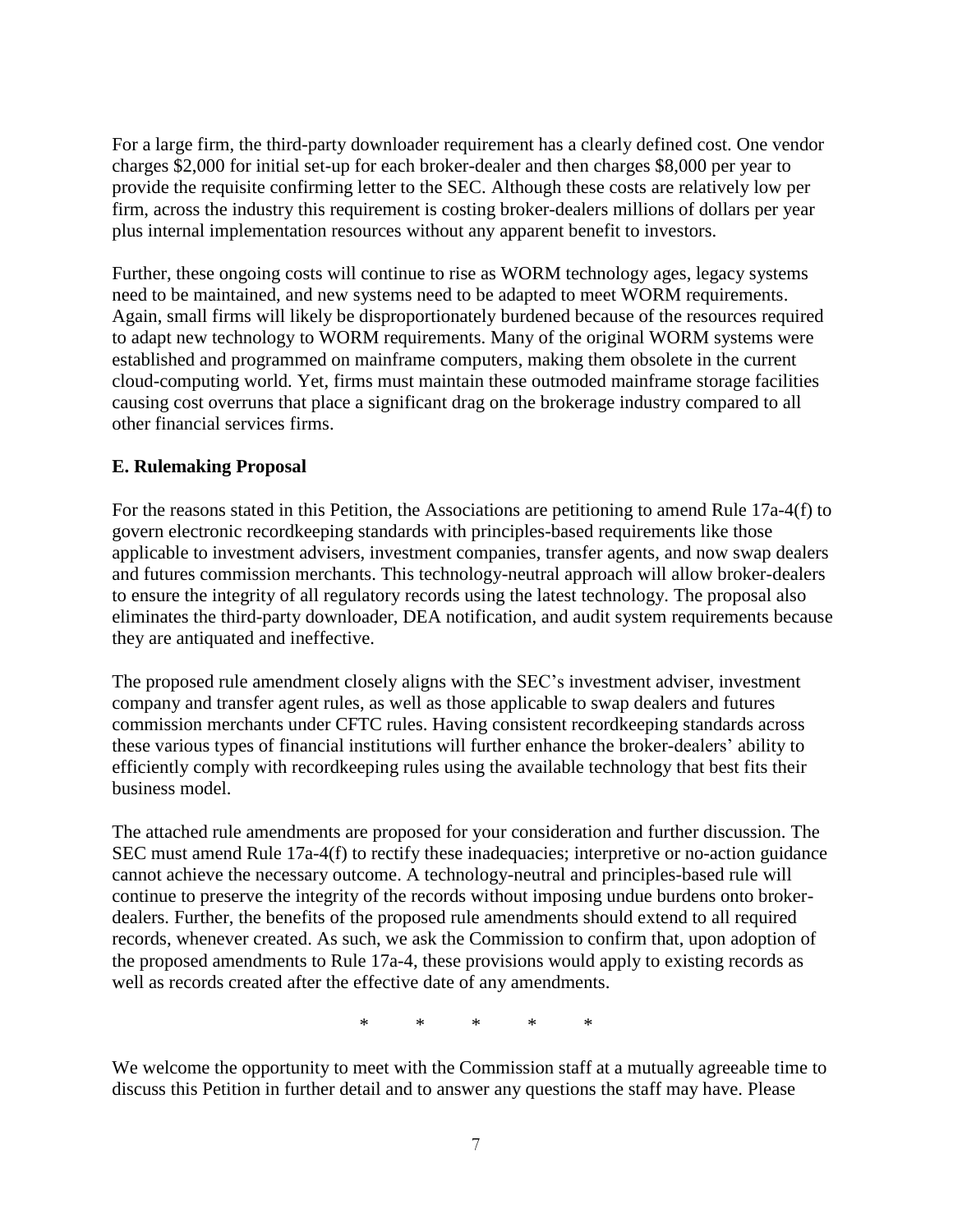For a large firm, the third-party downloader requirement has a clearly defined cost. One vendor charges $2,000 for initial set-up for each broker-dealer and then charges $8,000 per year to provide the requisite confirming letter to the SEC. Although these costs are relatively low per firm, across the industry this requirement is costing broker-dealers millions of dollars per year plus internal implementation resources without any apparent benefit to investors.

Further, these ongoing costs will continue to rise as WORM technology ages, legacy systems need to be maintained, and new systems need to be adapted to meet WORM requirements. Again, small firms will likely be disproportionately burdened because of the resources required to adapt new technology to WORM requirements. Many of the original WORM systems were established and programmed on mainframe computers, making them obsolete in the current cloud-computing world. Yet, firms must maintain these outmoded mainframe storage facilities causing cost overruns that place a significant drag on the brokerage industry compared to all other financial services firms.

**E. Rulemaking Proposal**

For the reasons stated in this Petition, the Associations are petitioning to amend Rule 17a-4(f) to govern electronic recordkeeping standards with principles-based requirements like those applicable to investment advisers, investment companies, transfer agents, and now swap dealers and futures commission merchants. This technology-neutral approach will allow broker-dealers to ensure the integrity of all regulatory records using the latest technology. The proposal also eliminates the third-party downloader, DEA notification, and audit system requirements because they are antiquated and ineffective.

The proposed rule amendment closely aligns with the SEC's investment adviser, investment company and transfer agent rules, as well as those applicable to swap dealers and futures commission merchants under CFTC rules. Having consistent recordkeeping standards across these various types of financial institutions will further enhance the broker-dealers' ability to efficiently comply with recordkeeping rules using the available technology that best fits their business model.

The attached rule amendments are proposed for your consideration and further discussion. The SEC must amend Rule 17a-4(f) to rectify these inadequacies; interpretive or no-action guidance cannot achieve the necessary outcome. A technology-neutral and principles-based rule will continue to preserve the integrity of the records without imposing undue burdens onto broker-dealers. Further, the benefits of the proposed rule amendments should extend to all required records, whenever created. As such, we ask the Commission to confirm that, upon adoption of the proposed amendments to Rule 17a-4, these provisions would apply to existing records as well as records created after the effective date of any amendments.

\* \* \* \* \*

We welcome the opportunity to meet with the Commission staff at a mutually agreeable time to discuss this Petition in further detail and to answer any questions the staff may have. Please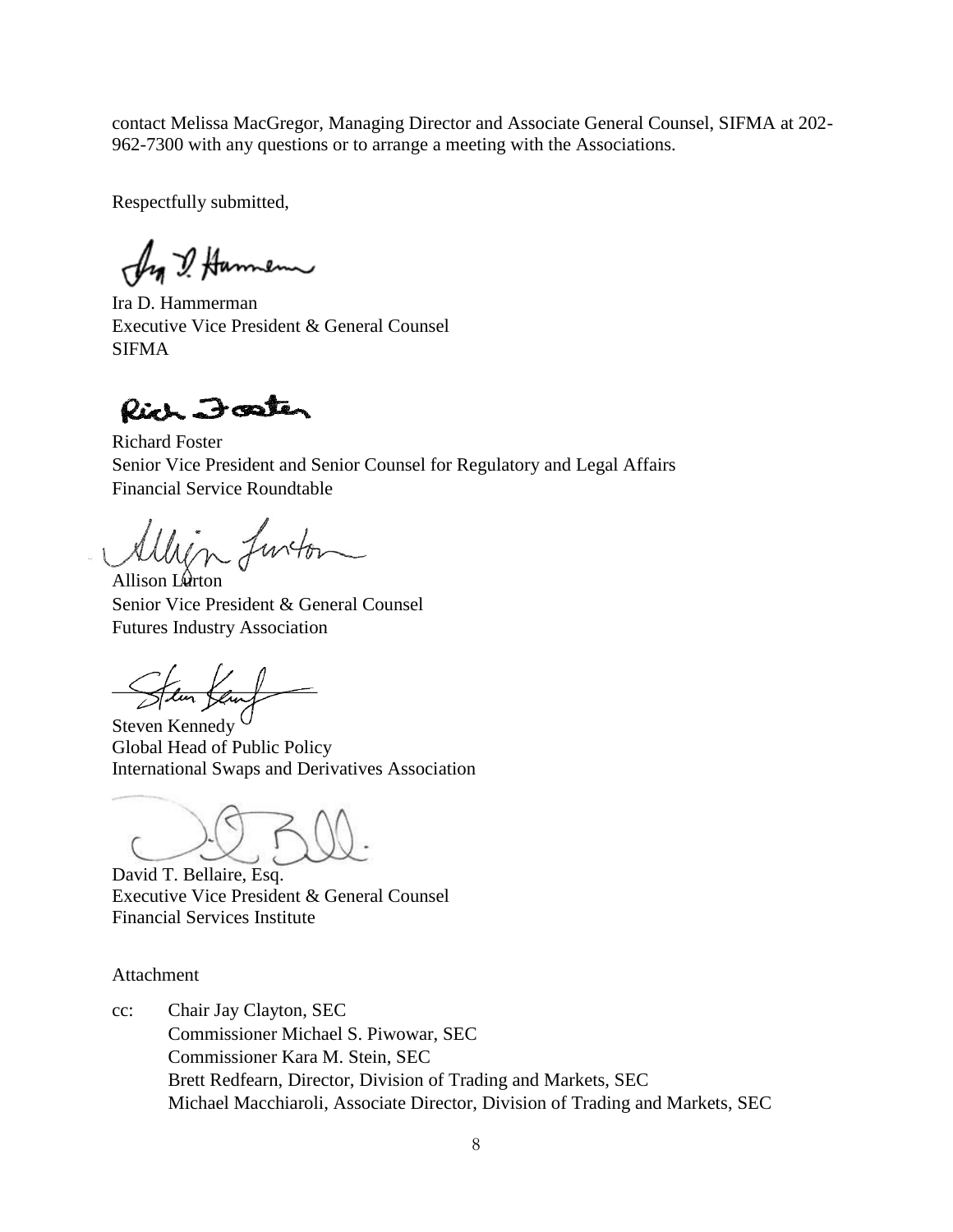contact Melissa MacGregor, Managing Director and Associate General Counsel, SIFMA at 202-962-7300 with any questions or to arrange a meeting with the Associations.

Respectfully submitted,

Ira D. Hammerman
Executive Vice President & General Counsel
SIFMA

Richard Foster
Senior Vice President and Senior Counsel for Regulatory and Legal Affairs
Financial Service Roundtable

Allison Lurton
Senior Vice President & General Counsel
Futures Industry Association

Steven Kennedy
Global Head of Public Policy
International Swaps and Derivatives Association

David T. Bellaire, Esq.
Executive Vice President & General Counsel
Financial Services Institute

Attachment

cc: Chair Jay Clayton, SEC
Commissioner Michael S. Piwowar, SEC
Commissioner Kara M. Stein, SEC
Brett Redfearn, Director, Division of Trading and Markets, SEC
Michael Macchiaroli, Associate Director, Division of Trading and Markets, SEC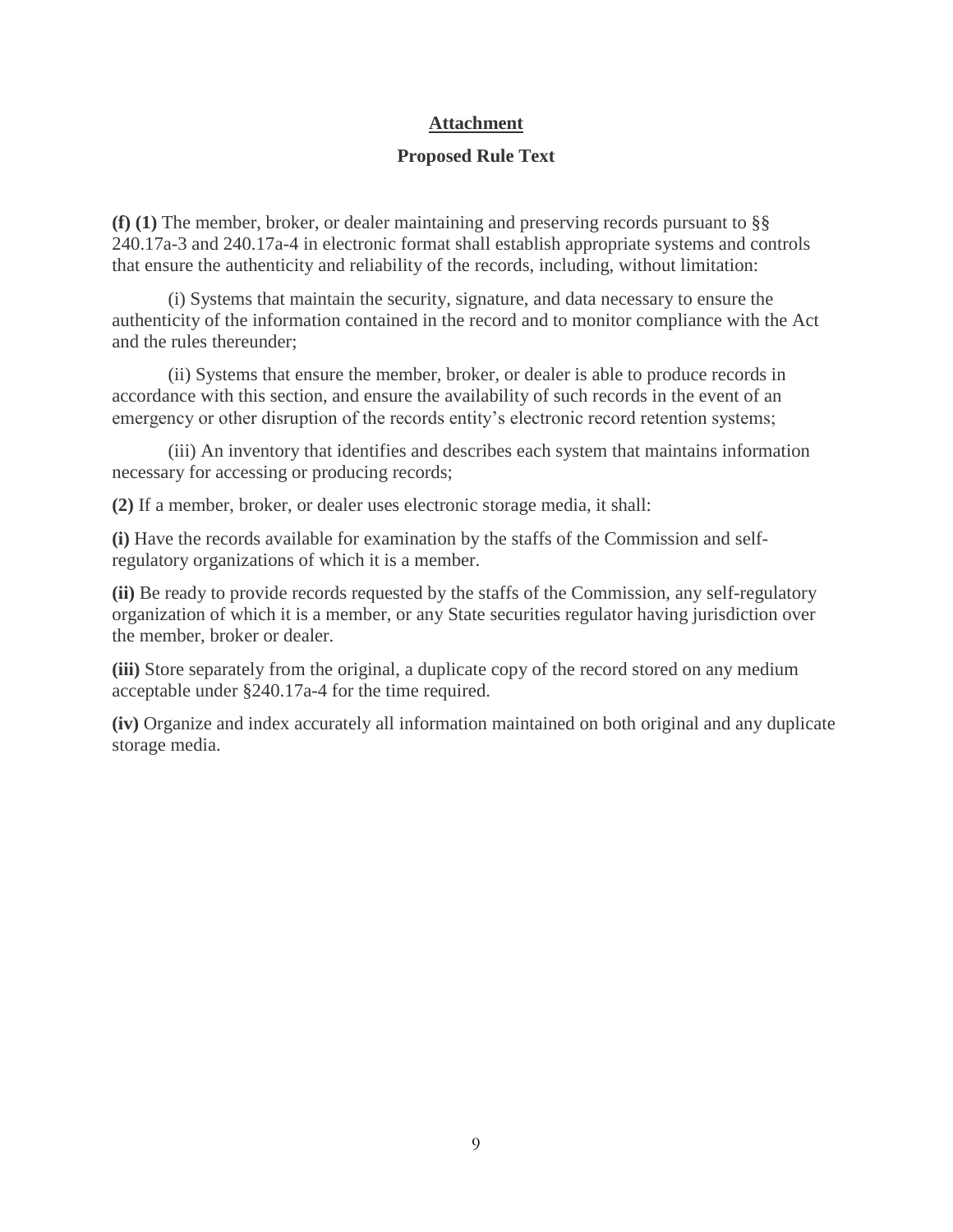**<u>Attachment</u>**

**Proposed Rule Text**

**(f) (1)** The member, broker, or dealer maintaining and preserving records pursuant to §§ 240.17a-3 and 240.17a-4 in electronic format shall establish appropriate systems and controls that ensure the authenticity and reliability of the records, including, without limitation:

(i) Systems that maintain the security, signature, and data necessary to ensure the authenticity of the information contained in the record and to monitor compliance with the Act and the rules thereunder;

(ii) Systems that ensure the member, broker, or dealer is able to produce records in accordance with this section, and ensure the availability of such records in the event of an emergency or other disruption of the records entity's electronic record retention systems;

(iii) An inventory that identifies and describes each system that maintains information necessary for accessing or producing records;

**(2)** If a member, broker, or dealer uses electronic storage media, it shall:

**(i)** Have the records available for examination by the staffs of the Commission and self-regulatory organizations of which it is a member.

**(ii)** Be ready to provide records requested by the staffs of the Commission, any self-regulatory organization of which it is a member, or any State securities regulator having jurisdiction over the member, broker or dealer.

**(iii)** Store separately from the original, a duplicate copy of the record stored on any medium acceptable under §240.17a-4 for the time required.

**(iv)** Organize and index accurately all information maintained on both original and any duplicate storage media.